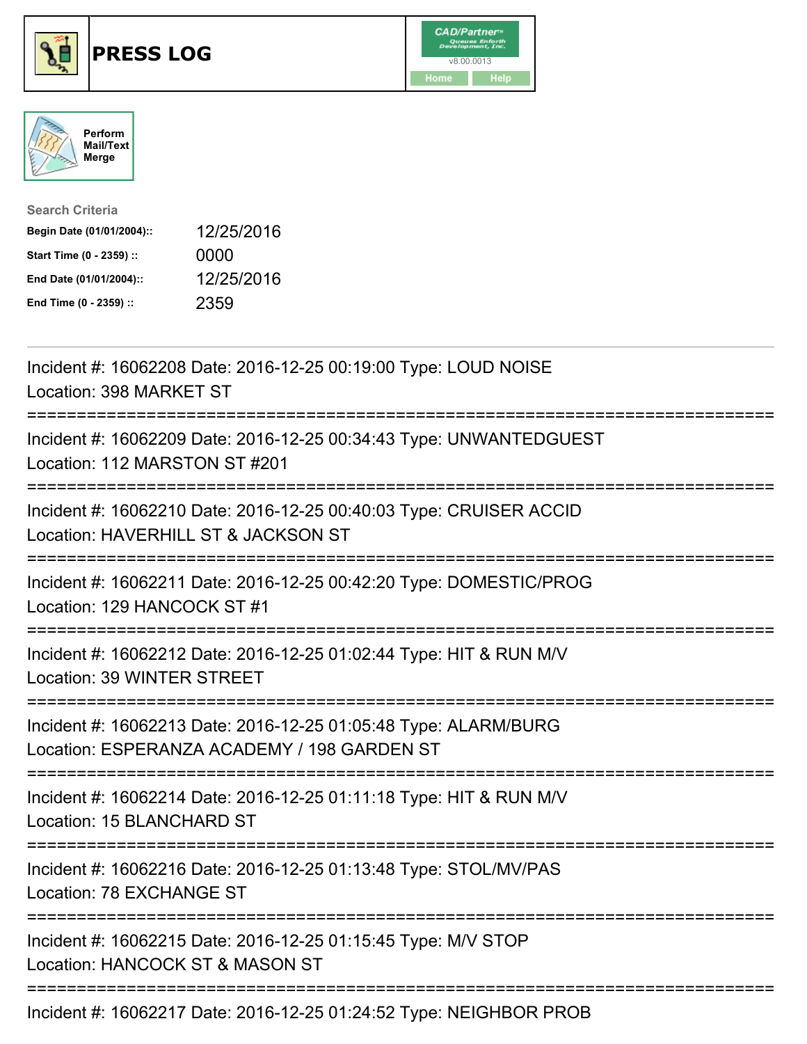# PRESS LOG

CAD/Partner
v8.00.0013
Home Help

Perform Mail/Text Merge

**Search Criteria**

| | |
|---|---|
| Begin Date (01/01/2004):: | 12/25/2016 |
| Start Time (0 - 2359) :: | 0000 |
| End Date (01/01/2004):: | 12/25/2016 |
| End Time (0 - 2359) :: | 2359 |

---

Incident #: 16062208 Date: 2016-12-25 00:19:00 Type: LOUD NOISE
Location: 398 MARKET ST

===========================================================================

Incident #: 16062209 Date: 2016-12-25 00:34:43 Type: UNWANTEDGUEST
Location: 112 MARSTON ST #201

===========================================================================

Incident #: 16062210 Date: 2016-12-25 00:40:03 Type: CRUISER ACCID
Location: HAVERHILL ST & JACKSON ST

===========================================================================

Incident #: 16062211 Date: 2016-12-25 00:42:20 Type: DOMESTIC/PROG
Location: 129 HANCOCK ST #1

===========================================================================

Incident #: 16062212 Date: 2016-12-25 01:02:44 Type: HIT & RUN M/V
Location: 39 WINTER STREET

===========================================================================

Incident #: 16062213 Date: 2016-12-25 01:05:48 Type: ALARM/BURG
Location: ESPERANZA ACADEMY / 198 GARDEN ST

===========================================================================

Incident #: 16062214 Date: 2016-12-25 01:11:18 Type: HIT & RUN M/V
Location: 15 BLANCHARD ST

===========================================================================

Incident #: 16062216 Date: 2016-12-25 01:13:48 Type: STOL/MV/PAS
Location: 78 EXCHANGE ST

===========================================================================

Incident #: 16062215 Date: 2016-12-25 01:15:45 Type: M/V STOP
Location: HANCOCK ST & MASON ST

===========================================================================

Incident #: 16062217 Date: 2016-12-25 01:24:52 Type: NEIGHBOR PROB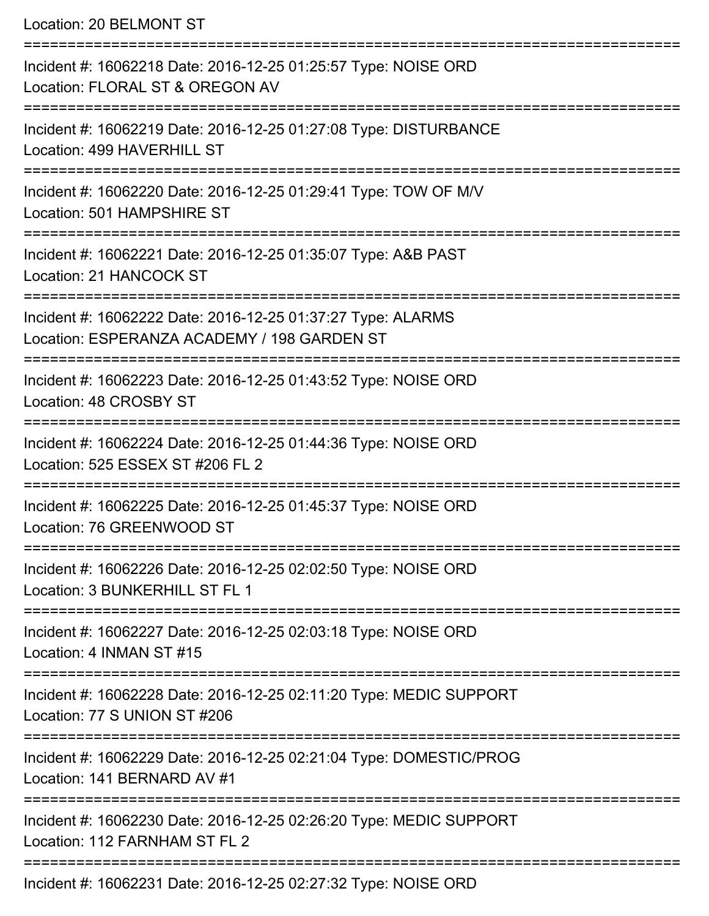Location: 20 BELMONT ST

===========================================================================

Incident #: 16062218 Date: 2016-12-25 01:25:57 Type: NOISE ORD
Location: FLORAL ST & OREGON AV

===========================================================================

Incident #: 16062219 Date: 2016-12-25 01:27:08 Type: DISTURBANCE
Location: 499 HAVERHILL ST

===========================================================================

Incident #: 16062220 Date: 2016-12-25 01:29:41 Type: TOW OF M/V
Location: 501 HAMPSHIRE ST

===========================================================================

Incident #: 16062221 Date: 2016-12-25 01:35:07 Type: A&B PAST
Location: 21 HANCOCK ST

===========================================================================

Incident #: 16062222 Date: 2016-12-25 01:37:27 Type: ALARMS
Location: ESPERANZA ACADEMY / 198 GARDEN ST

===========================================================================

Incident #: 16062223 Date: 2016-12-25 01:43:52 Type: NOISE ORD
Location: 48 CROSBY ST

===========================================================================

Incident #: 16062224 Date: 2016-12-25 01:44:36 Type: NOISE ORD
Location: 525 ESSEX ST #206 FL 2

===========================================================================

Incident #: 16062225 Date: 2016-12-25 01:45:37 Type: NOISE ORD
Location: 76 GREENWOOD ST

===========================================================================

Incident #: 16062226 Date: 2016-12-25 02:02:50 Type: NOISE ORD
Location: 3 BUNKERHILL ST FL 1

===========================================================================

Incident #: 16062227 Date: 2016-12-25 02:03:18 Type: NOISE ORD
Location: 4 INMAN ST #15

===========================================================================

Incident #: 16062228 Date: 2016-12-25 02:11:20 Type: MEDIC SUPPORT
Location: 77 S UNION ST #206

===========================================================================

Incident #: 16062229 Date: 2016-12-25 02:21:04 Type: DOMESTIC/PROG
Location: 141 BERNARD AV #1

===========================================================================

Incident #: 16062230 Date: 2016-12-25 02:26:20 Type: MEDIC SUPPORT
Location: 112 FARNHAM ST FL 2

===========================================================================

Incident #: 16062231 Date: 2016-12-25 02:27:32 Type: NOISE ORD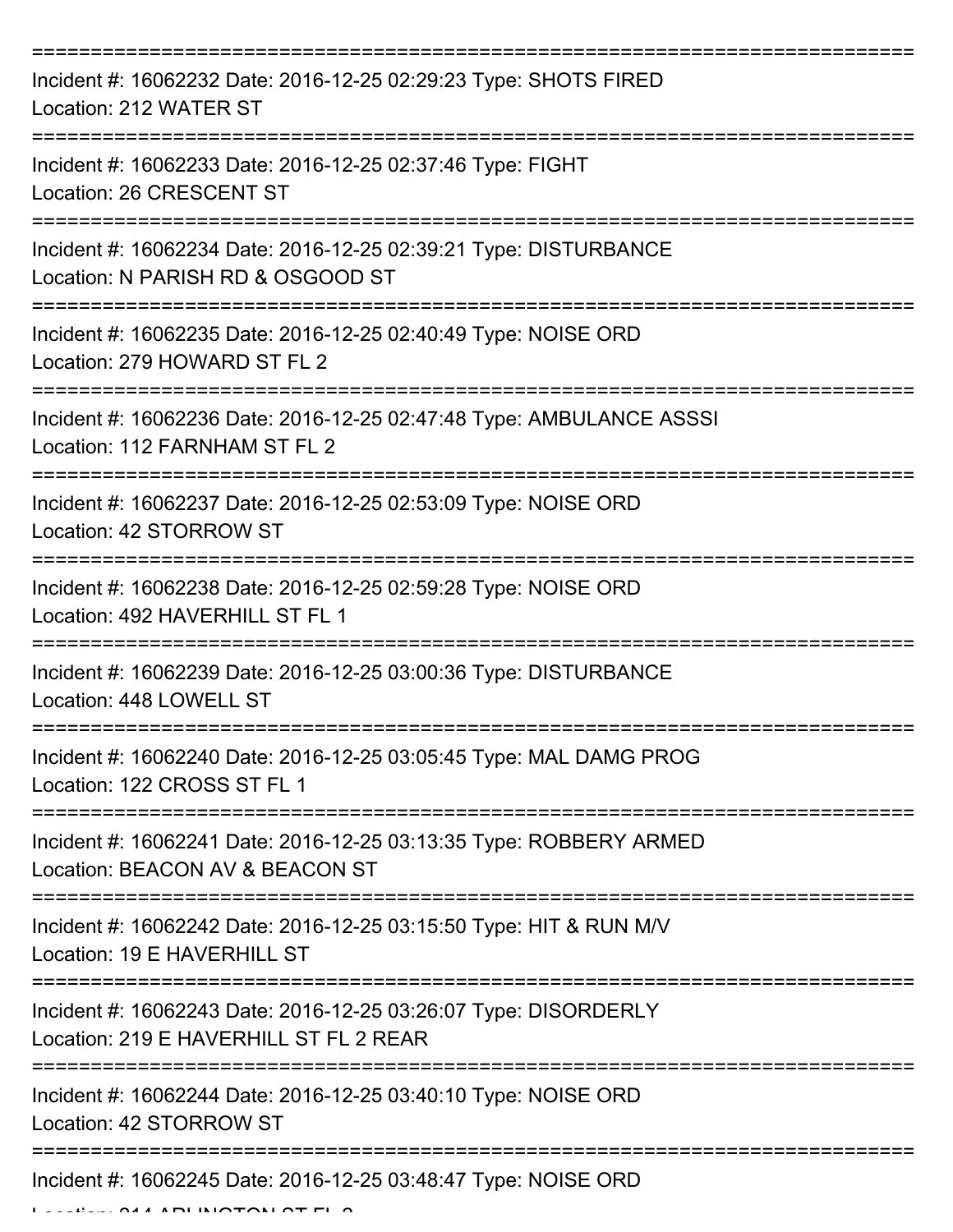==============================================================================
Incident #: 16062232 Date: 2016-12-25 02:29:23 Type: SHOTS FIRED
Location: 212 WATER ST
==============================================================================
Incident #: 16062233 Date: 2016-12-25 02:37:46 Type: FIGHT
Location: 26 CRESCENT ST
==============================================================================
Incident #: 16062234 Date: 2016-12-25 02:39:21 Type: DISTURBANCE
Location: N PARISH RD & OSGOOD ST
==============================================================================
Incident #: 16062235 Date: 2016-12-25 02:40:49 Type: NOISE ORD
Location: 279 HOWARD ST FL 2
==============================================================================
Incident #: 16062236 Date: 2016-12-25 02:47:48 Type: AMBULANCE ASSSI
Location: 112 FARNHAM ST FL 2
==============================================================================
Incident #: 16062237 Date: 2016-12-25 02:53:09 Type: NOISE ORD
Location: 42 STORROW ST
==============================================================================
Incident #: 16062238 Date: 2016-12-25 02:59:28 Type: NOISE ORD
Location: 492 HAVERHILL ST FL 1
==============================================================================
Incident #: 16062239 Date: 2016-12-25 03:00:36 Type: DISTURBANCE
Location: 448 LOWELL ST
==============================================================================
Incident #: 16062240 Date: 2016-12-25 03:05:45 Type: MAL DAMG PROG
Location: 122 CROSS ST FL 1
==============================================================================
Incident #: 16062241 Date: 2016-12-25 03:13:35 Type: ROBBERY ARMED
Location: BEACON AV & BEACON ST
==============================================================================
Incident #: 16062242 Date: 2016-12-25 03:15:50 Type: HIT & RUN M/V
Location: 19 E HAVERHILL ST
==============================================================================
Incident #: 16062243 Date: 2016-12-25 03:26:07 Type: DISORDERLY
Location: 219 E HAVERHILL ST FL 2 REAR
==============================================================================
Incident #: 16062244 Date: 2016-12-25 03:40:10 Type: NOISE ORD
Location: 42 STORROW ST
==============================================================================
Incident #: 16062245 Date: 2016-12-25 03:48:47 Type: NOISE ORD
Location: 214 ARLINGTON ST FL 2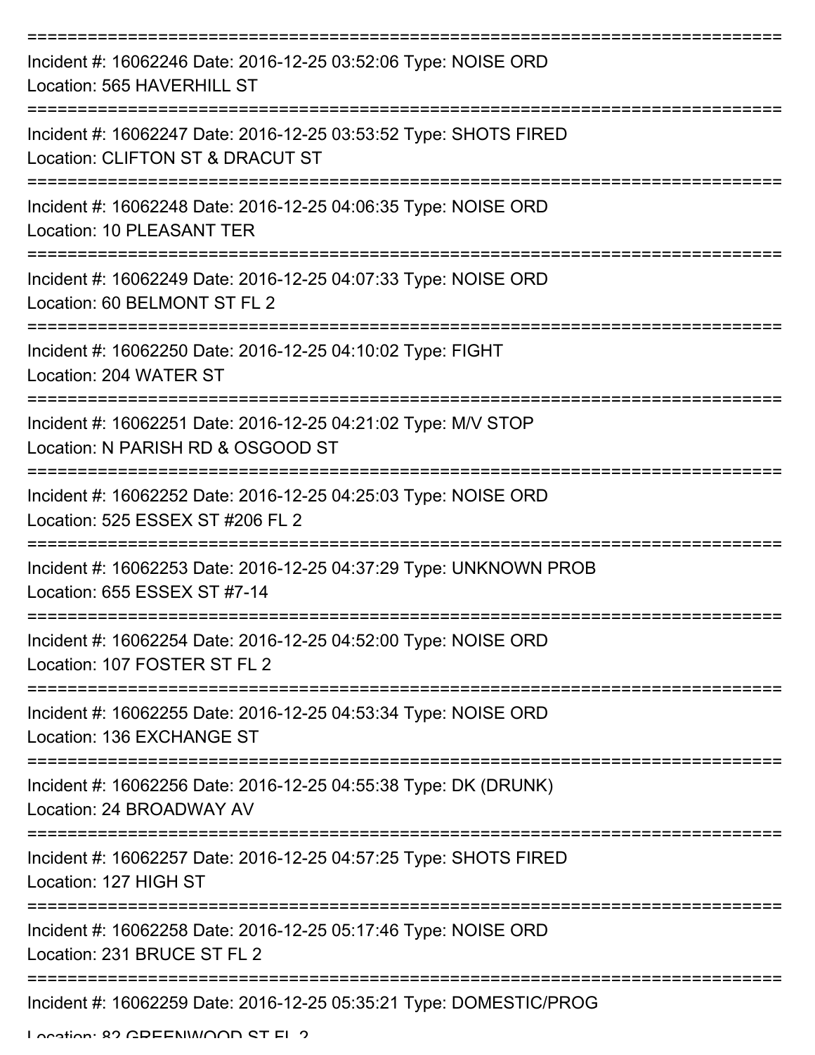===========================================================================
Incident #: 16062246 Date: 2016-12-25 03:52:06 Type: NOISE ORD
Location: 565 HAVERHILL ST
===========================================================================
Incident #: 16062247 Date: 2016-12-25 03:53:52 Type: SHOTS FIRED
Location: CLIFTON ST & DRACUT ST
===========================================================================
Incident #: 16062248 Date: 2016-12-25 04:06:35 Type: NOISE ORD
Location: 10 PLEASANT TER
===========================================================================
Incident #: 16062249 Date: 2016-12-25 04:07:33 Type: NOISE ORD
Location: 60 BELMONT ST FL 2
===========================================================================
Incident #: 16062250 Date: 2016-12-25 04:10:02 Type: FIGHT
Location: 204 WATER ST
===========================================================================
Incident #: 16062251 Date: 2016-12-25 04:21:02 Type: M/V STOP
Location: N PARISH RD & OSGOOD ST
===========================================================================
Incident #: 16062252 Date: 2016-12-25 04:25:03 Type: NOISE ORD
Location: 525 ESSEX ST #206 FL 2
===========================================================================
Incident #: 16062253 Date: 2016-12-25 04:37:29 Type: UNKNOWN PROB
Location: 655 ESSEX ST #7-14
===========================================================================
Incident #: 16062254 Date: 2016-12-25 04:52:00 Type: NOISE ORD
Location: 107 FOSTER ST FL 2
===========================================================================
Incident #: 16062255 Date: 2016-12-25 04:53:34 Type: NOISE ORD
Location: 136 EXCHANGE ST
===========================================================================
Incident #: 16062256 Date: 2016-12-25 04:55:38 Type: DK (DRUNK)
Location: 24 BROADWAY AV
===========================================================================
Incident #: 16062257 Date: 2016-12-25 04:57:25 Type: SHOTS FIRED
Location: 127 HIGH ST
===========================================================================
Incident #: 16062258 Date: 2016-12-25 05:17:46 Type: NOISE ORD
Location: 231 BRUCE ST FL 2
===========================================================================
Incident #: 16062259 Date: 2016-12-25 05:35:21 Type: DOMESTIC/PROG
Location: 82 GREENWOOD ST FL 2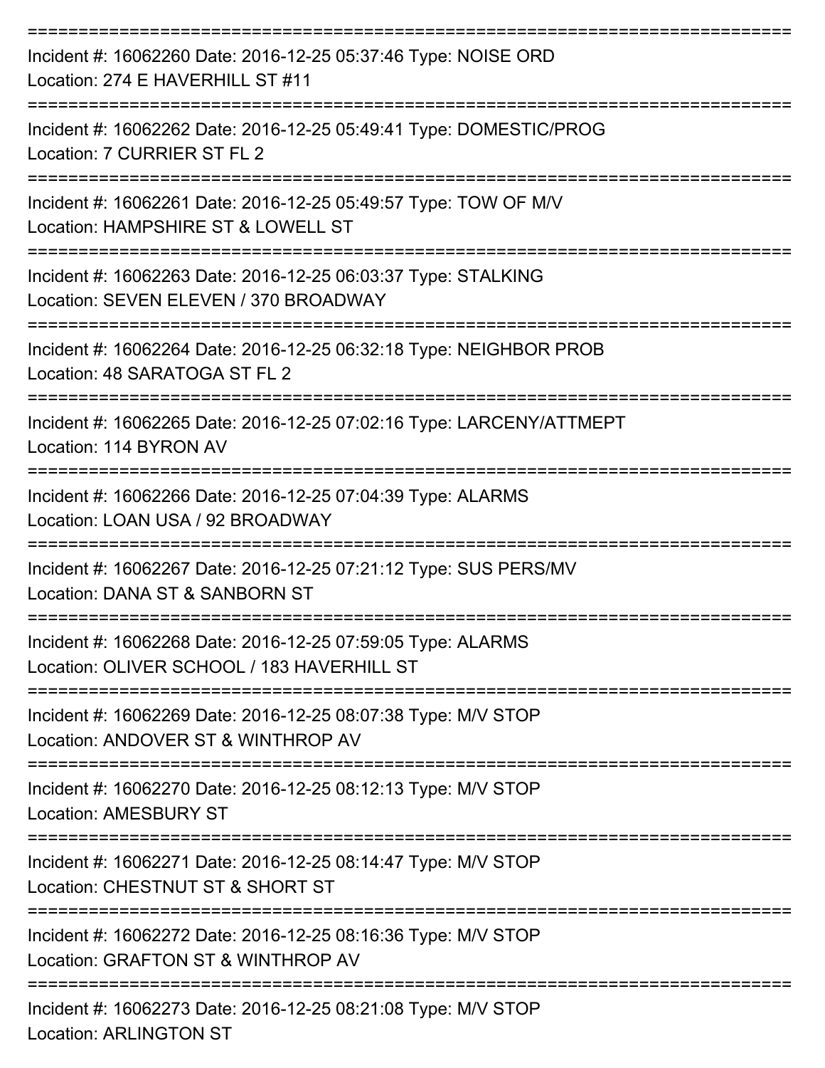===========================================================================

Incident #: 16062260 Date: 2016-12-25 05:37:46 Type: NOISE ORD

Location: 274 E HAVERHILL ST #11

===========================================================================

Incident #: 16062262 Date: 2016-12-25 05:49:41 Type: DOMESTIC/PROG

Location: 7 CURRIER ST FL 2

===========================================================================

Incident #: 16062261 Date: 2016-12-25 05:49:57 Type: TOW OF M/V

Location: HAMPSHIRE ST & LOWELL ST

===========================================================================

Incident #: 16062263 Date: 2016-12-25 06:03:37 Type: STALKING

Location: SEVEN ELEVEN / 370 BROADWAY

===========================================================================

Incident #: 16062264 Date: 2016-12-25 06:32:18 Type: NEIGHBOR PROB

Location: 48 SARATOGA ST FL 2

===========================================================================

Incident #: 16062265 Date: 2016-12-25 07:02:16 Type: LARCENY/ATTMEPT

Location: 114 BYRON AV

===========================================================================

Incident #: 16062266 Date: 2016-12-25 07:04:39 Type: ALARMS

Location: LOAN USA / 92 BROADWAY

===========================================================================

Incident #: 16062267 Date: 2016-12-25 07:21:12 Type: SUS PERS/MV

Location: DANA ST & SANBORN ST

===========================================================================

Incident #: 16062268 Date: 2016-12-25 07:59:05 Type: ALARMS

Location: OLIVER SCHOOL / 183 HAVERHILL ST

===========================================================================

Incident #: 16062269 Date: 2016-12-25 08:07:38 Type: M/V STOP

Location: ANDOVER ST & WINTHROP AV

===========================================================================

Incident #: 16062270 Date: 2016-12-25 08:12:13 Type: M/V STOP

Location: AMESBURY ST

===========================================================================

Incident #: 16062271 Date: 2016-12-25 08:14:47 Type: M/V STOP

Location: CHESTNUT ST & SHORT ST

===========================================================================

Incident #: 16062272 Date: 2016-12-25 08:16:36 Type: M/V STOP

Location: GRAFTON ST & WINTHROP AV

===========================================================================

Incident #: 16062273 Date: 2016-12-25 08:21:08 Type: M/V STOP

Location: ARLINGTON ST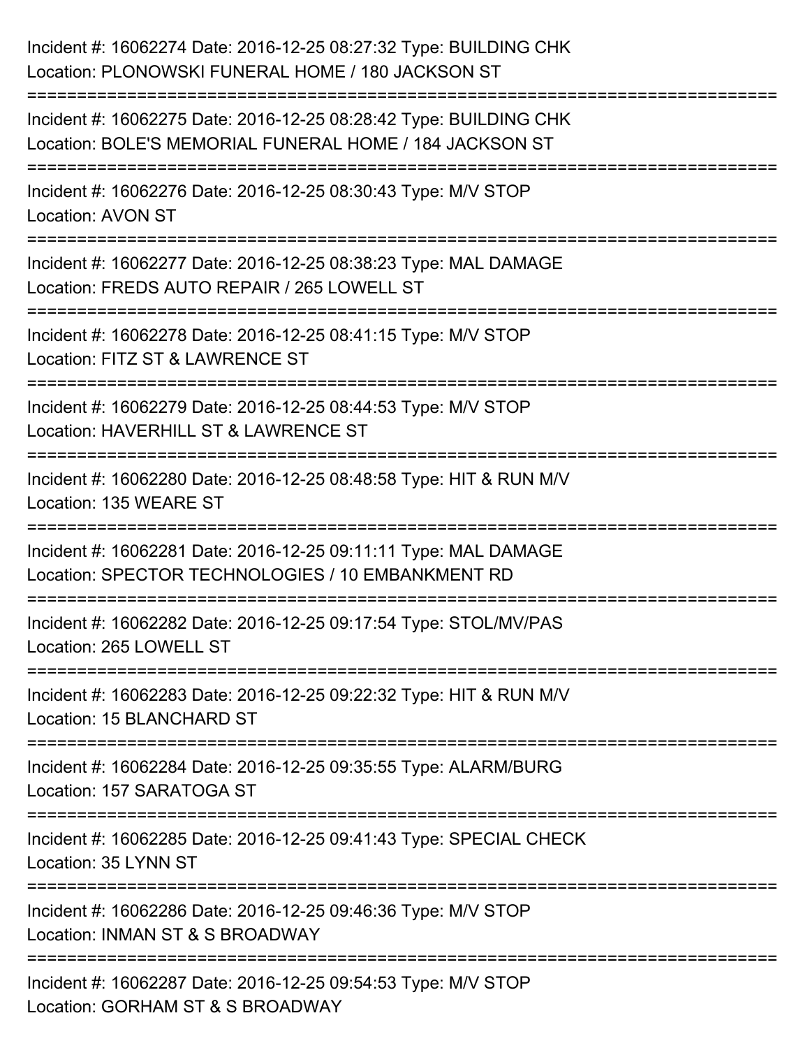Incident #: 16062274 Date: 2016-12-25 08:27:32 Type: BUILDING CHK
Location: PLONOWSKI FUNERAL HOME / 180 JACKSON ST

===========================================================================

Incident #: 16062275 Date: 2016-12-25 08:28:42 Type: BUILDING CHK
Location: BOLE'S MEMORIAL FUNERAL HOME / 184 JACKSON ST

===========================================================================

Incident #: 16062276 Date: 2016-12-25 08:30:43 Type: M/V STOP
Location: AVON ST

===========================================================================

Incident #: 16062277 Date: 2016-12-25 08:38:23 Type: MAL DAMAGE
Location: FREDS AUTO REPAIR / 265 LOWELL ST

===========================================================================

Incident #: 16062278 Date: 2016-12-25 08:41:15 Type: M/V STOP
Location: FITZ ST & LAWRENCE ST

===========================================================================

Incident #: 16062279 Date: 2016-12-25 08:44:53 Type: M/V STOP
Location: HAVERHILL ST & LAWRENCE ST

===========================================================================

Incident #: 16062280 Date: 2016-12-25 08:48:58 Type: HIT & RUN M/V
Location: 135 WEARE ST

===========================================================================

Incident #: 16062281 Date: 2016-12-25 09:11:11 Type: MAL DAMAGE
Location: SPECTOR TECHNOLOGIES / 10 EMBANKMENT RD

===========================================================================

Incident #: 16062282 Date: 2016-12-25 09:17:54 Type: STOL/MV/PAS
Location: 265 LOWELL ST

===========================================================================

Incident #: 16062283 Date: 2016-12-25 09:22:32 Type: HIT & RUN M/V
Location: 15 BLANCHARD ST

===========================================================================

Incident #: 16062284 Date: 2016-12-25 09:35:55 Type: ALARM/BURG
Location: 157 SARATOGA ST

===========================================================================

Incident #: 16062285 Date: 2016-12-25 09:41:43 Type: SPECIAL CHECK
Location: 35 LYNN ST

===========================================================================

Incident #: 16062286 Date: 2016-12-25 09:46:36 Type: M/V STOP
Location: INMAN ST & S BROADWAY

===========================================================================

Incident #: 16062287 Date: 2016-12-25 09:54:53 Type: M/V STOP
Location: GORHAM ST & S BROADWAY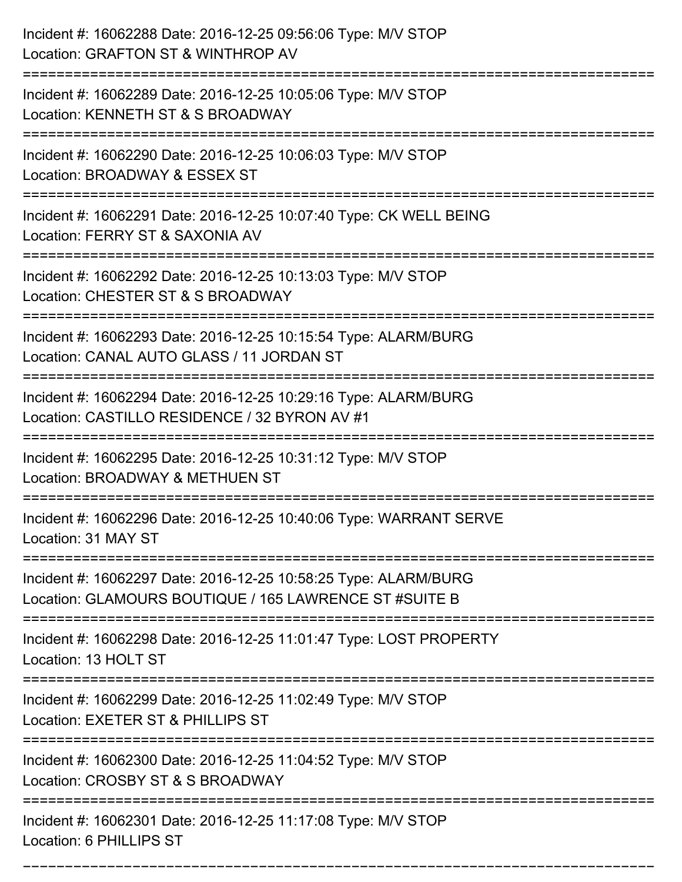Incident #: 16062288 Date: 2016-12-25 09:56:06 Type: M/V STOP
Location: GRAFTON ST & WINTHROP AV

===========================================================================

Incident #: 16062289 Date: 2016-12-25 10:05:06 Type: M/V STOP
Location: KENNETH ST & S BROADWAY

===========================================================================

Incident #: 16062290 Date: 2016-12-25 10:06:03 Type: M/V STOP
Location: BROADWAY & ESSEX ST

===========================================================================

Incident #: 16062291 Date: 2016-12-25 10:07:40 Type: CK WELL BEING
Location: FERRY ST & SAXONIA AV

===========================================================================

Incident #: 16062292 Date: 2016-12-25 10:13:03 Type: M/V STOP
Location: CHESTER ST & S BROADWAY

===========================================================================

Incident #: 16062293 Date: 2016-12-25 10:15:54 Type: ALARM/BURG
Location: CANAL AUTO GLASS / 11 JORDAN ST

===========================================================================

Incident #: 16062294 Date: 2016-12-25 10:29:16 Type: ALARM/BURG
Location: CASTILLO RESIDENCE / 32 BYRON AV #1

===========================================================================

Incident #: 16062295 Date: 2016-12-25 10:31:12 Type: M/V STOP
Location: BROADWAY & METHUEN ST

===========================================================================

Incident #: 16062296 Date: 2016-12-25 10:40:06 Type: WARRANT SERVE
Location: 31 MAY ST

===========================================================================

Incident #: 16062297 Date: 2016-12-25 10:58:25 Type: ALARM/BURG
Location: GLAMOURS BOUTIQUE / 165 LAWRENCE ST #SUITE B

===========================================================================

Incident #: 16062298 Date: 2016-12-25 11:01:47 Type: LOST PROPERTY
Location: 13 HOLT ST

===========================================================================

Incident #: 16062299 Date: 2016-12-25 11:02:49 Type: M/V STOP
Location: EXETER ST & PHILLIPS ST

===========================================================================

Incident #: 16062300 Date: 2016-12-25 11:04:52 Type: M/V STOP
Location: CROSBY ST & S BROADWAY

===========================================================================

Incident #: 16062301 Date: 2016-12-25 11:17:08 Type: M/V STOP
Location: 6 PHILLIPS ST

===========================================================================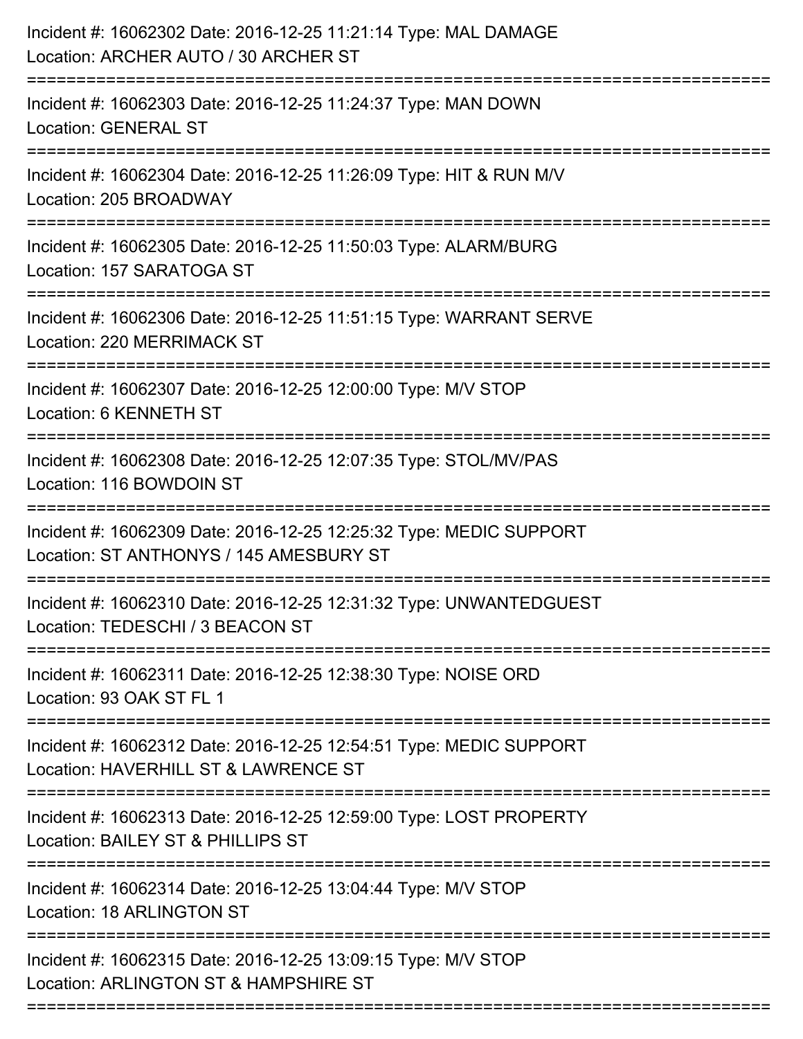Incident #: 16062302 Date: 2016-12-25 11:21:14 Type: MAL DAMAGE
Location: ARCHER AUTO / 30 ARCHER ST

===========================================================================

Incident #: 16062303 Date: 2016-12-25 11:24:37 Type: MAN DOWN
Location: GENERAL ST

===========================================================================

Incident #: 16062304 Date: 2016-12-25 11:26:09 Type: HIT & RUN M/V
Location: 205 BROADWAY

===========================================================================

Incident #: 16062305 Date: 2016-12-25 11:50:03 Type: ALARM/BURG
Location: 157 SARATOGA ST

===========================================================================

Incident #: 16062306 Date: 2016-12-25 11:51:15 Type: WARRANT SERVE
Location: 220 MERRIMACK ST

===========================================================================

Incident #: 16062307 Date: 2016-12-25 12:00:00 Type: M/V STOP
Location: 6 KENNETH ST

===========================================================================

Incident #: 16062308 Date: 2016-12-25 12:07:35 Type: STOL/MV/PAS
Location: 116 BOWDOIN ST

===========================================================================

Incident #: 16062309 Date: 2016-12-25 12:25:32 Type: MEDIC SUPPORT
Location: ST ANTHONYS / 145 AMESBURY ST

===========================================================================

Incident #: 16062310 Date: 2016-12-25 12:31:32 Type: UNWANTEDGUEST
Location: TEDESCHI / 3 BEACON ST

===========================================================================

Incident #: 16062311 Date: 2016-12-25 12:38:30 Type: NOISE ORD
Location: 93 OAK ST FL 1

===========================================================================

Incident #: 16062312 Date: 2016-12-25 12:54:51 Type: MEDIC SUPPORT
Location: HAVERHILL ST & LAWRENCE ST

===========================================================================

Incident #: 16062313 Date: 2016-12-25 12:59:00 Type: LOST PROPERTY
Location: BAILEY ST & PHILLIPS ST

===========================================================================

Incident #: 16062314 Date: 2016-12-25 13:04:44 Type: M/V STOP
Location: 18 ARLINGTON ST

===========================================================================

Incident #: 16062315 Date: 2016-12-25 13:09:15 Type: M/V STOP
Location: ARLINGTON ST & HAMPSHIRE ST

===========================================================================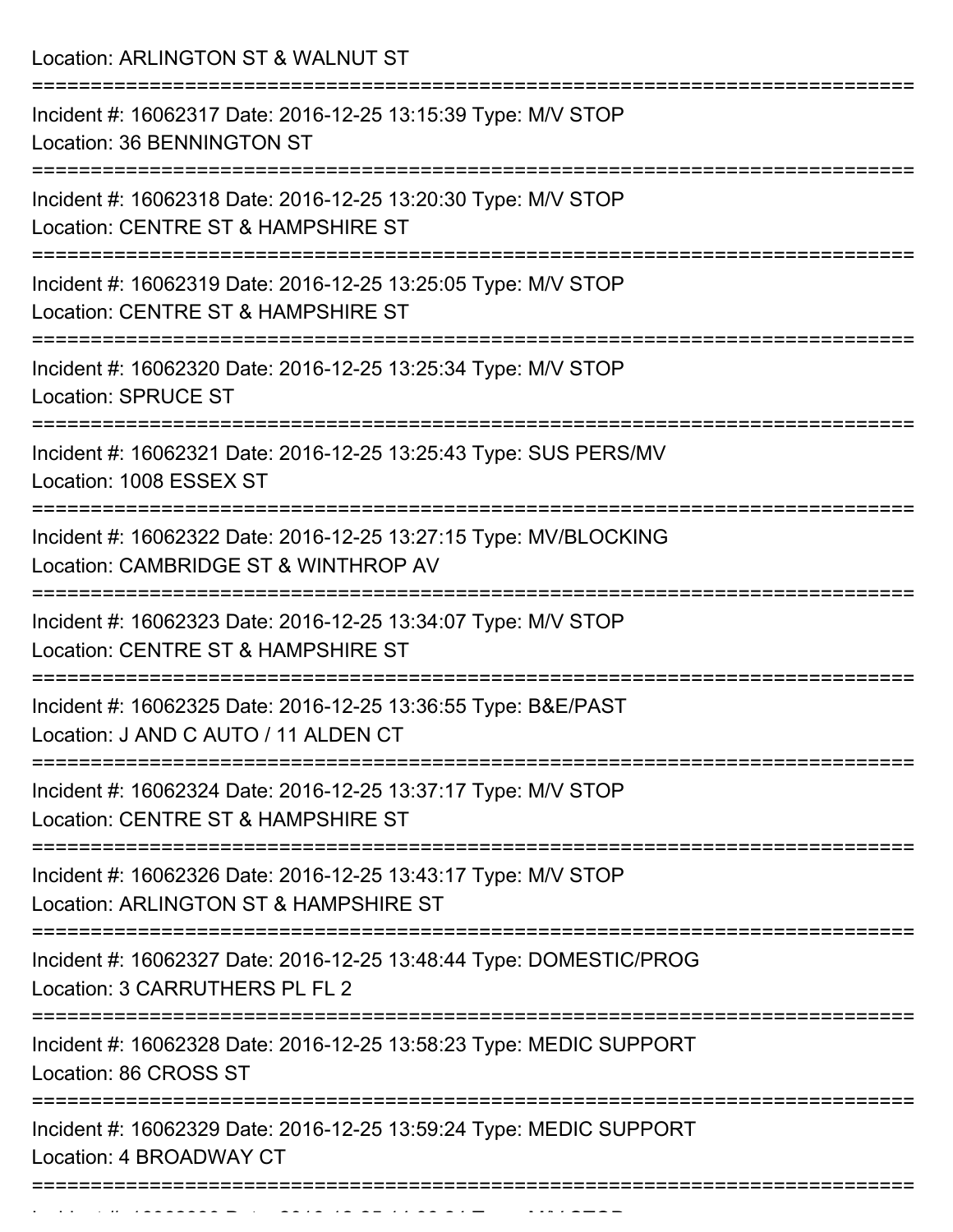Location: ARLINGTON ST & WALNUT ST

===========================================================================

Incident #: 16062317 Date: 2016-12-25 13:15:39 Type: M/V STOP
Location: 36 BENNINGTON ST

===========================================================================

Incident #: 16062318 Date: 2016-12-25 13:20:30 Type: M/V STOP
Location: CENTRE ST & HAMPSHIRE ST

===========================================================================

Incident #: 16062319 Date: 2016-12-25 13:25:05 Type: M/V STOP
Location: CENTRE ST & HAMPSHIRE ST

===========================================================================

Incident #: 16062320 Date: 2016-12-25 13:25:34 Type: M/V STOP
Location: SPRUCE ST

===========================================================================

Incident #: 16062321 Date: 2016-12-25 13:25:43 Type: SUS PERS/MV
Location: 1008 ESSEX ST

===========================================================================

Incident #: 16062322 Date: 2016-12-25 13:27:15 Type: MV/BLOCKING
Location: CAMBRIDGE ST & WINTHROP AV

===========================================================================

Incident #: 16062323 Date: 2016-12-25 13:34:07 Type: M/V STOP
Location: CENTRE ST & HAMPSHIRE ST

===========================================================================

Incident #: 16062325 Date: 2016-12-25 13:36:55 Type: B&E/PAST
Location: J AND C AUTO / 11 ALDEN CT

===========================================================================

Incident #: 16062324 Date: 2016-12-25 13:37:17 Type: M/V STOP
Location: CENTRE ST & HAMPSHIRE ST

===========================================================================

Incident #: 16062326 Date: 2016-12-25 13:43:17 Type: M/V STOP
Location: ARLINGTON ST & HAMPSHIRE ST

===========================================================================

Incident #: 16062327 Date: 2016-12-25 13:48:44 Type: DOMESTIC/PROG
Location: 3 CARRUTHERS PL FL 2

===========================================================================

Incident #: 16062328 Date: 2016-12-25 13:58:23 Type: MEDIC SUPPORT
Location: 86 CROSS ST

===========================================================================

Incident #: 16062329 Date: 2016-12-25 13:59:24 Type: MEDIC SUPPORT
Location: 4 BROADWAY CT

===========================================================================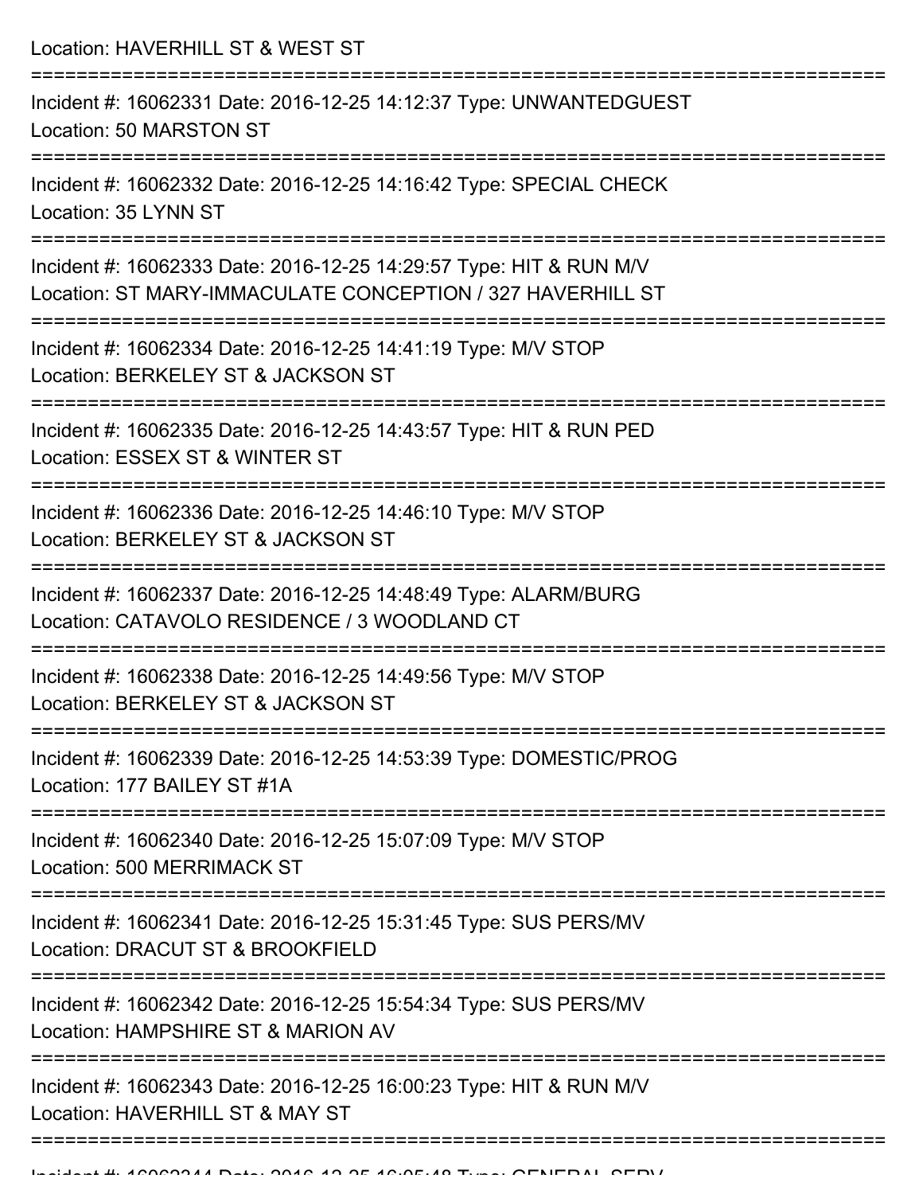Location: HAVERHILL ST & WEST ST

===========================================================================

Incident #: 16062331 Date: 2016-12-25 14:12:37 Type: UNWANTEDGUEST
Location: 50 MARSTON ST

===========================================================================

Incident #: 16062332 Date: 2016-12-25 14:16:42 Type: SPECIAL CHECK
Location: 35 LYNN ST

===========================================================================

Incident #: 16062333 Date: 2016-12-25 14:29:57 Type: HIT & RUN M/V
Location: ST MARY-IMMACULATE CONCEPTION / 327 HAVERHILL ST

===========================================================================

Incident #: 16062334 Date: 2016-12-25 14:41:19 Type: M/V STOP
Location: BERKELEY ST & JACKSON ST

===========================================================================

Incident #: 16062335 Date: 2016-12-25 14:43:57 Type: HIT & RUN PED
Location: ESSEX ST & WINTER ST

===========================================================================

Incident #: 16062336 Date: 2016-12-25 14:46:10 Type: M/V STOP
Location: BERKELEY ST & JACKSON ST

===========================================================================

Incident #: 16062337 Date: 2016-12-25 14:48:49 Type: ALARM/BURG
Location: CATAVOLO RESIDENCE / 3 WOODLAND CT

===========================================================================

Incident #: 16062338 Date: 2016-12-25 14:49:56 Type: M/V STOP
Location: BERKELEY ST & JACKSON ST

===========================================================================

Incident #: 16062339 Date: 2016-12-25 14:53:39 Type: DOMESTIC/PROG
Location: 177 BAILEY ST #1A

===========================================================================

Incident #: 16062340 Date: 2016-12-25 15:07:09 Type: M/V STOP
Location: 500 MERRIMACK ST

===========================================================================

Incident #: 16062341 Date: 2016-12-25 15:31:45 Type: SUS PERS/MV
Location: DRACUT ST & BROOKFIELD

===========================================================================

Incident #: 16062342 Date: 2016-12-25 15:54:34 Type: SUS PERS/MV
Location: HAMPSHIRE ST & MARION AV

===========================================================================

Incident #: 16062343 Date: 2016-12-25 16:00:23 Type: HIT & RUN M/V
Location: HAVERHILL ST & MAY ST

===========================================================================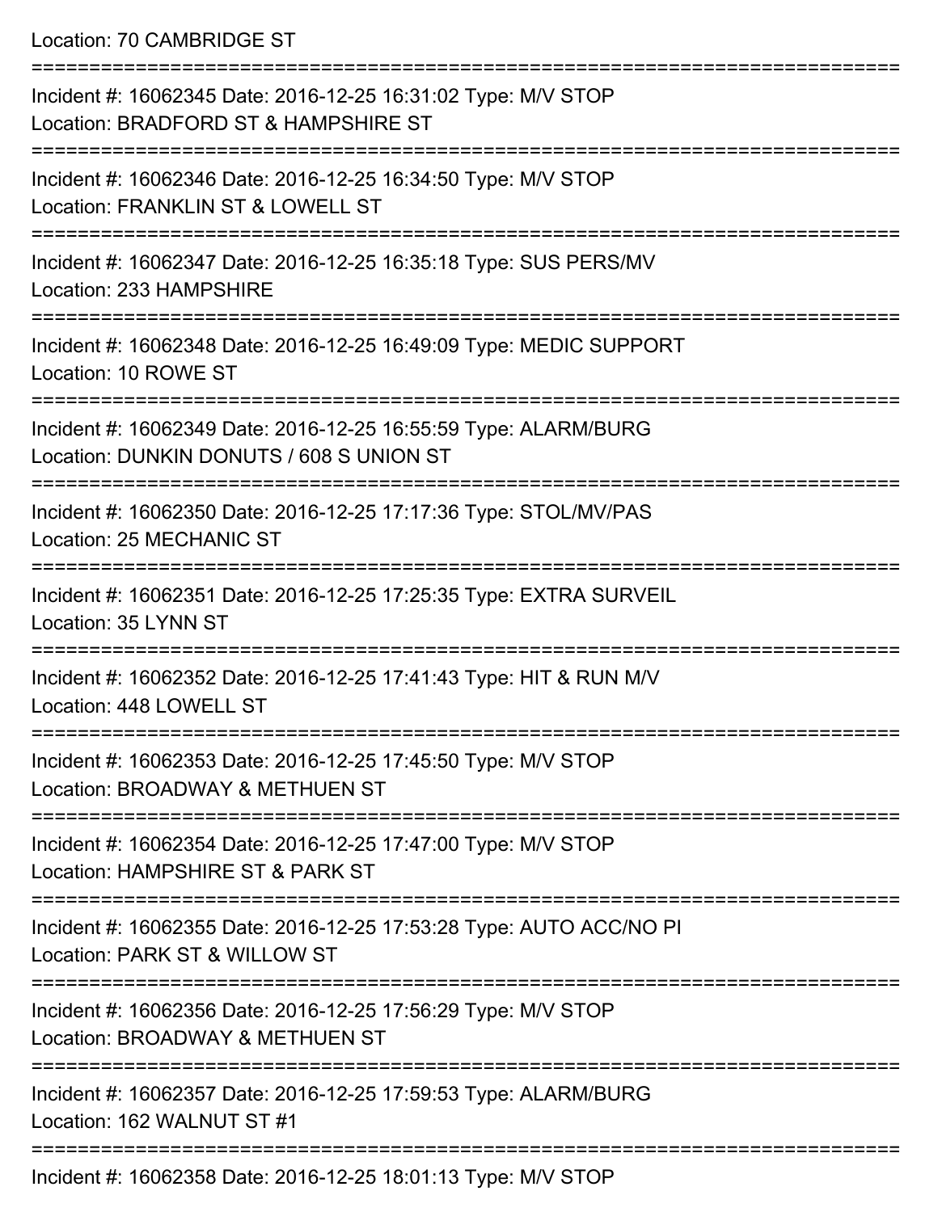Location: 70 CAMBRIDGE ST

===========================================================================

Incident #: 16062345 Date: 2016-12-25 16:31:02 Type: M/V STOP
Location: BRADFORD ST & HAMPSHIRE ST

===========================================================================

Incident #: 16062346 Date: 2016-12-25 16:34:50 Type: M/V STOP
Location: FRANKLIN ST & LOWELL ST

===========================================================================

Incident #: 16062347 Date: 2016-12-25 16:35:18 Type: SUS PERS/MV
Location: 233 HAMPSHIRE

===========================================================================

Incident #: 16062348 Date: 2016-12-25 16:49:09 Type: MEDIC SUPPORT
Location: 10 ROWE ST

===========================================================================

Incident #: 16062349 Date: 2016-12-25 16:55:59 Type: ALARM/BURG
Location: DUNKIN DONUTS / 608 S UNION ST

===========================================================================

Incident #: 16062350 Date: 2016-12-25 17:17:36 Type: STOL/MV/PAS
Location: 25 MECHANIC ST

===========================================================================

Incident #: 16062351 Date: 2016-12-25 17:25:35 Type: EXTRA SURVEIL
Location: 35 LYNN ST

===========================================================================

Incident #: 16062352 Date: 2016-12-25 17:41:43 Type: HIT & RUN M/V
Location: 448 LOWELL ST

===========================================================================

Incident #: 16062353 Date: 2016-12-25 17:45:50 Type: M/V STOP
Location: BROADWAY & METHUEN ST

===========================================================================

Incident #: 16062354 Date: 2016-12-25 17:47:00 Type: M/V STOP
Location: HAMPSHIRE ST & PARK ST

===========================================================================

Incident #: 16062355 Date: 2016-12-25 17:53:28 Type: AUTO ACC/NO PI
Location: PARK ST & WILLOW ST

===========================================================================

Incident #: 16062356 Date: 2016-12-25 17:56:29 Type: M/V STOP
Location: BROADWAY & METHUEN ST

===========================================================================

Incident #: 16062357 Date: 2016-12-25 17:59:53 Type: ALARM/BURG
Location: 162 WALNUT ST #1

===========================================================================

Incident #: 16062358 Date: 2016-12-25 18:01:13 Type: M/V STOP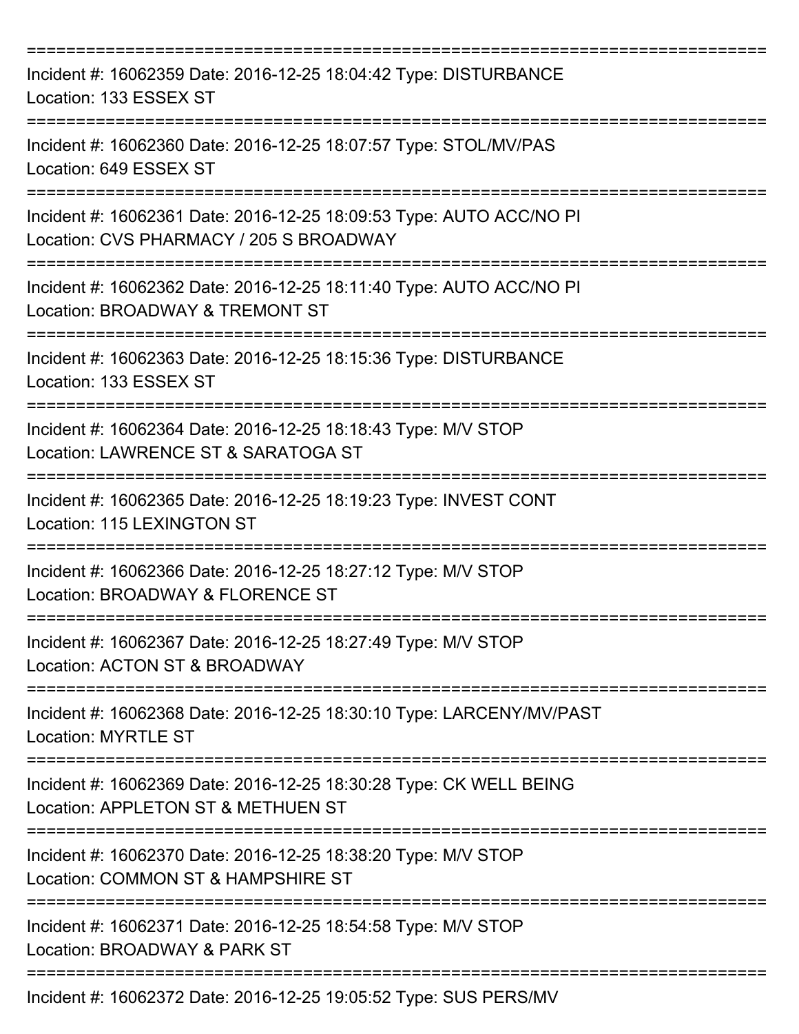===========================================================================

Incident #: 16062359 Date: 2016-12-25 18:04:42 Type: DISTURBANCE
Location: 133 ESSEX ST

===========================================================================

Incident #: 16062360 Date: 2016-12-25 18:07:57 Type: STOL/MV/PAS
Location: 649 ESSEX ST

===========================================================================

Incident #: 16062361 Date: 2016-12-25 18:09:53 Type: AUTO ACC/NO PI
Location: CVS PHARMACY / 205 S BROADWAY

===========================================================================

Incident #: 16062362 Date: 2016-12-25 18:11:40 Type: AUTO ACC/NO PI
Location: BROADWAY & TREMONT ST

===========================================================================

Incident #: 16062363 Date: 2016-12-25 18:15:36 Type: DISTURBANCE
Location: 133 ESSEX ST

===========================================================================

Incident #: 16062364 Date: 2016-12-25 18:18:43 Type: M/V STOP
Location: LAWRENCE ST & SARATOGA ST

===========================================================================

Incident #: 16062365 Date: 2016-12-25 18:19:23 Type: INVEST CONT
Location: 115 LEXINGTON ST

===========================================================================

Incident #: 16062366 Date: 2016-12-25 18:27:12 Type: M/V STOP
Location: BROADWAY & FLORENCE ST

===========================================================================

Incident #: 16062367 Date: 2016-12-25 18:27:49 Type: M/V STOP
Location: ACTON ST & BROADWAY

===========================================================================

Incident #: 16062368 Date: 2016-12-25 18:30:10 Type: LARCENY/MV/PAST
Location: MYRTLE ST

===========================================================================

Incident #: 16062369 Date: 2016-12-25 18:30:28 Type: CK WELL BEING
Location: APPLETON ST & METHUEN ST

===========================================================================

Incident #: 16062370 Date: 2016-12-25 18:38:20 Type: M/V STOP
Location: COMMON ST & HAMPSHIRE ST

===========================================================================

Incident #: 16062371 Date: 2016-12-25 18:54:58 Type: M/V STOP
Location: BROADWAY & PARK ST

===========================================================================

Incident #: 16062372 Date: 2016-12-25 19:05:52 Type: SUS PERS/MV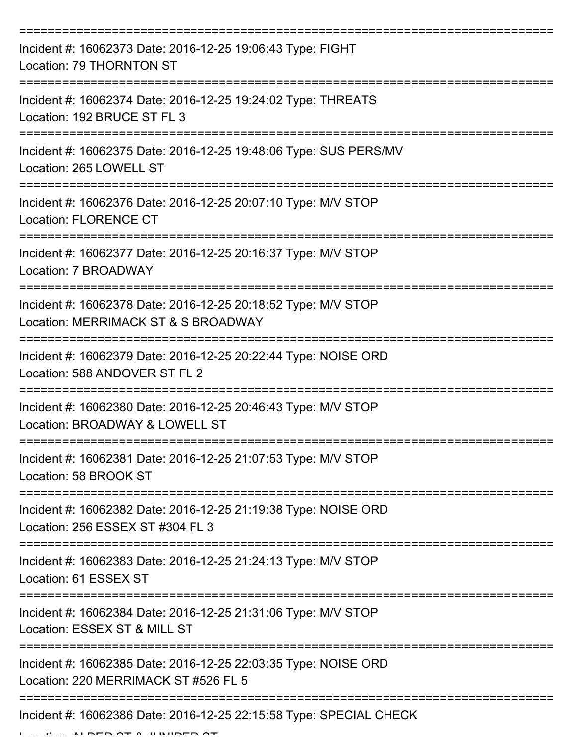===========================================================================

Incident #: 16062373 Date: 2016-12-25 19:06:43 Type: FIGHT
Location: 79 THORNTON ST

===========================================================================

Incident #: 16062374 Date: 2016-12-25 19:24:02 Type: THREATS
Location: 192 BRUCE ST FL 3

===========================================================================

Incident #: 16062375 Date: 2016-12-25 19:48:06 Type: SUS PERS/MV
Location: 265 LOWELL ST

===========================================================================

Incident #: 16062376 Date: 2016-12-25 20:07:10 Type: M/V STOP
Location: FLORENCE CT

===========================================================================

Incident #: 16062377 Date: 2016-12-25 20:16:37 Type: M/V STOP
Location: 7 BROADWAY

===========================================================================

Incident #: 16062378 Date: 2016-12-25 20:18:52 Type: M/V STOP
Location: MERRIMACK ST & S BROADWAY

===========================================================================

Incident #: 16062379 Date: 2016-12-25 20:22:44 Type: NOISE ORD
Location: 588 ANDOVER ST FL 2

===========================================================================

Incident #: 16062380 Date: 2016-12-25 20:46:43 Type: M/V STOP
Location: BROADWAY & LOWELL ST

===========================================================================

Incident #: 16062381 Date: 2016-12-25 21:07:53 Type: M/V STOP
Location: 58 BROOK ST

===========================================================================

Incident #: 16062382 Date: 2016-12-25 21:19:38 Type: NOISE ORD
Location: 256 ESSEX ST #304 FL 3

===========================================================================

Incident #: 16062383 Date: 2016-12-25 21:24:13 Type: M/V STOP
Location: 61 ESSEX ST

===========================================================================

Incident #: 16062384 Date: 2016-12-25 21:31:06 Type: M/V STOP
Location: ESSEX ST & MILL ST

===========================================================================

Incident #: 16062385 Date: 2016-12-25 22:03:35 Type: NOISE ORD
Location: 220 MERRIMACK ST #526 FL 5

===========================================================================

Incident #: 16062386 Date: 2016-12-25 22:15:58 Type: SPECIAL CHECK
Location: ALDER ST & JUNIPER ST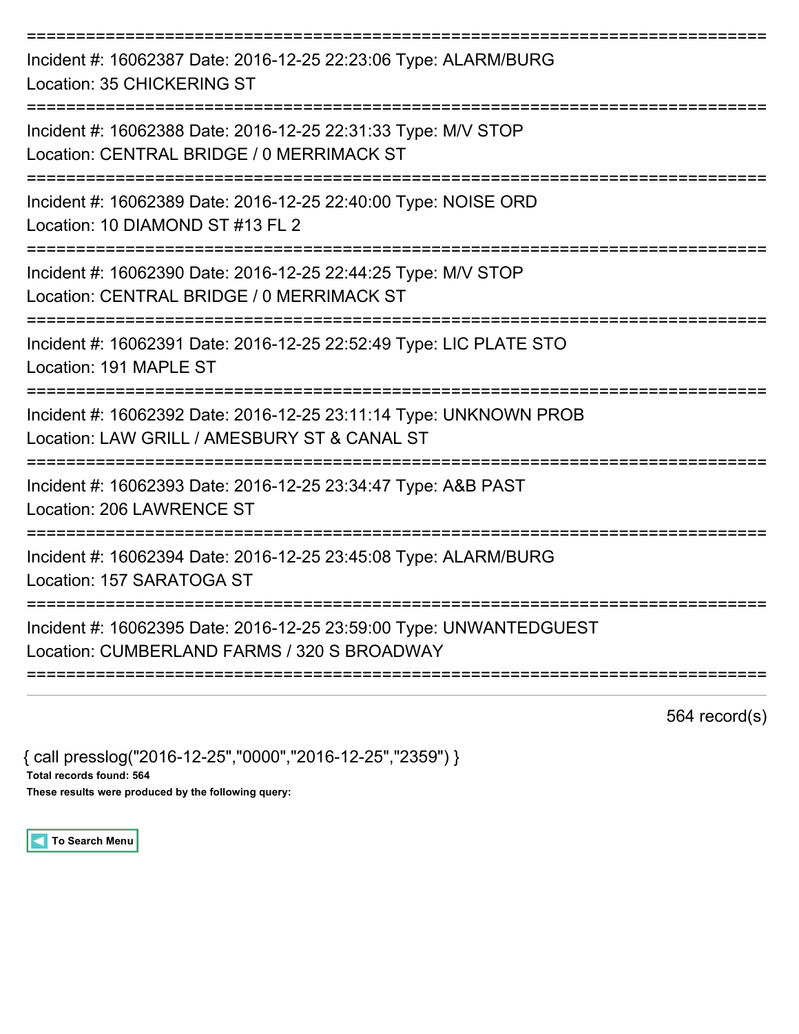===========================================================================

Incident #: 16062387 Date: 2016-12-25 22:23:06 Type: ALARM/BURG
Location: 35 CHICKERING ST

===========================================================================

Incident #: 16062388 Date: 2016-12-25 22:31:33 Type: M/V STOP
Location: CENTRAL BRIDGE / 0 MERRIMACK ST

===========================================================================

Incident #: 16062389 Date: 2016-12-25 22:40:00 Type: NOISE ORD
Location: 10 DIAMOND ST #13 FL 2

===========================================================================

Incident #: 16062390 Date: 2016-12-25 22:44:25 Type: M/V STOP
Location: CENTRAL BRIDGE / 0 MERRIMACK ST

===========================================================================

Incident #: 16062391 Date: 2016-12-25 22:52:49 Type: LIC PLATE STO
Location: 191 MAPLE ST

===========================================================================

Incident #: 16062392 Date: 2016-12-25 23:11:14 Type: UNKNOWN PROB
Location: LAW GRILL / AMESBURY ST & CANAL ST

===========================================================================

Incident #: 16062393 Date: 2016-12-25 23:34:47 Type: A&B PAST
Location: 206 LAWRENCE ST

===========================================================================

Incident #: 16062394 Date: 2016-12-25 23:45:08 Type: ALARM/BURG
Location: 157 SARATOGA ST

===========================================================================

Incident #: 16062395 Date: 2016-12-25 23:59:00 Type: UNWANTEDGUEST
Location: CUMBERLAND FARMS / 320 S BROADWAY

===========================================================================

564 record(s)

{ call presslog("2016-12-25","0000","2016-12-25","2359") }

**Total records found: 564**

**These results were produced by the following query:**

To Search Menu